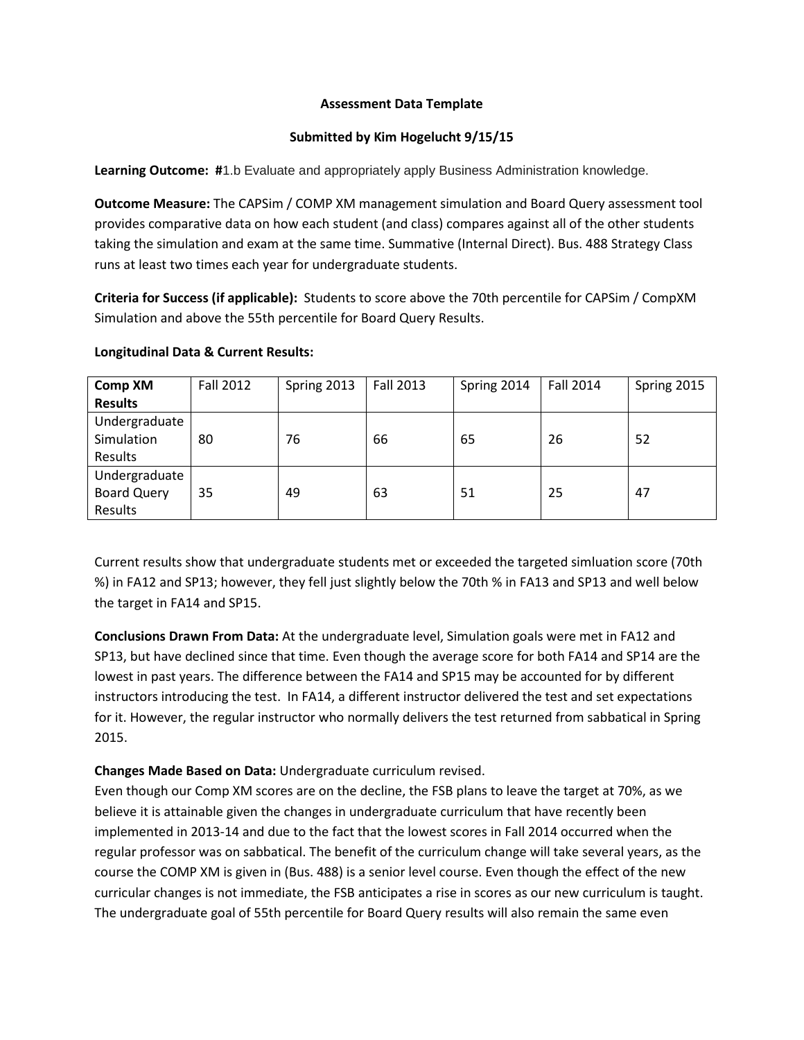**Assessment Data Template**

**Submitted by Kim Hogelucht 9/15/15**

**Learning Outcome: #**1.b Evaluate and appropriately apply Business Administration knowledge.

**Outcome Measure:** The CAPSim / COMP XM management simulation and Board Query assessment tool provides comparative data on how each student (and class) compares against all of the other students taking the simulation and exam at the same time. Summative (Internal Direct). Bus. 488 Strategy Class runs at least two times each year for undergraduate students.

**Criteria for Success (if applicable):** Students to score above the 70th percentile for CAPSim / CompXM Simulation and above the 55th percentile for Board Query Results.

**Longitudinal Data & Current Results:**

| **Comp XM Results** | Fall 2012 | Spring 2013 | Fall 2013 | Spring 2014 | Fall 2014 | Spring 2015 |
|---|---|---|---|---|---|---|
| Undergraduate Simulation Results | 80 | 76 | 66 | 65 | 26 | 52 |
| Undergraduate Board Query Results | 35 | 49 | 63 | 51 | 25 | 47 |

Current results show that undergraduate students met or exceeded the targeted simluation score (70th %) in FA12 and SP13; however, they fell just slightly below the 70th % in FA13 and SP13 and well below the target in FA14 and SP15.

**Conclusions Drawn From Data:** At the undergraduate level, Simulation goals were met in FA12 and SP13, but have declined since that time. Even though the average score for both FA14 and SP14 are the lowest in past years. The difference between the FA14 and SP15 may be accounted for by different instructors introducing the test. In FA14, a different instructor delivered the test and set expectations for it. However, the regular instructor who normally delivers the test returned from sabbatical in Spring 2015.

**Changes Made Based on Data:** Undergraduate curriculum revised.

Even though our Comp XM scores are on the decline, the FSB plans to leave the target at 70%, as we believe it is attainable given the changes in undergraduate curriculum that have recently been implemented in 2013-14 and due to the fact that the lowest scores in Fall 2014 occurred when the regular professor was on sabbatical. The benefit of the curriculum change will take several years, as the course the COMP XM is given in (Bus. 488) is a senior level course. Even though the effect of the new curricular changes is not immediate, the FSB anticipates a rise in scores as our new curriculum is taught. The undergraduate goal of 55th percentile for Board Query results will also remain the same even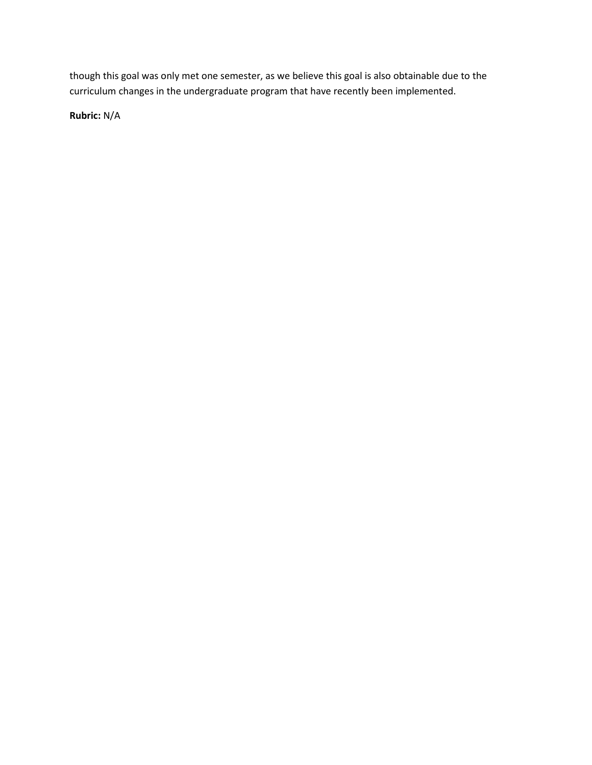though this goal was only met one semester, as we believe this goal is also obtainable due to the curriculum changes in the undergraduate program that have recently been implemented.

**Rubric:** N/A